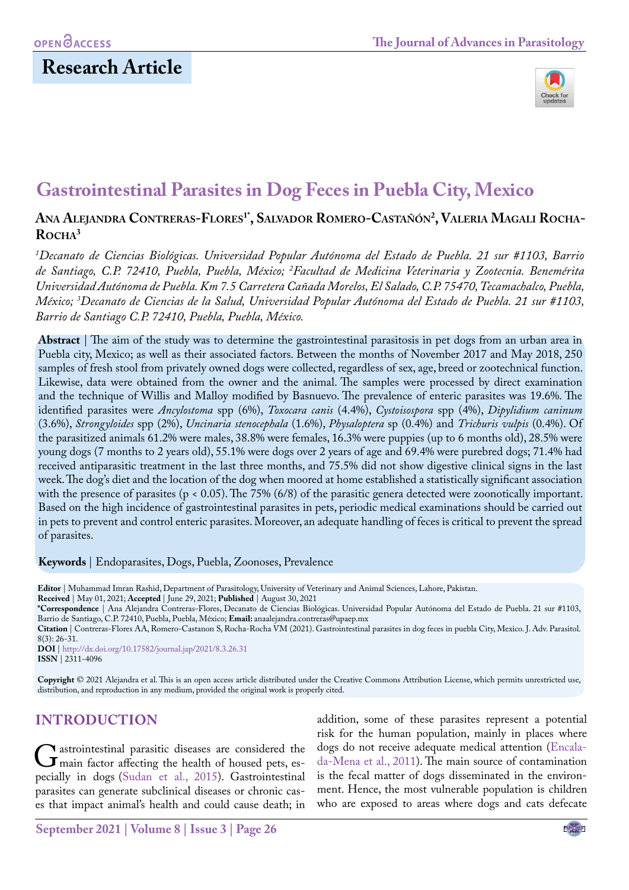Research Article

# Gastrointestinal Parasites in Dog Feces in Puebla City, Mexico

**Ana Alejandra Contreras-Flores[1*], Salvador Romero-Castañón[2], Valeria Magali Rocha-Rocha[3]**

*[1]Decanato de Ciencias Biológicas. Universidad Popular Autónoma del Estado de Puebla. 21 sur #1103, Barrio de Santiago, C.P. 72410, Puebla, Puebla, México; [2]Facultad de Medicina Veterinaria y Zootecnia. Benemérita Universidad Autónoma de Puebla. Km 7.5 Carretera Cañada Morelos, El Salado, C.P. 75470, Tecamachalco, Puebla, México; [3]Decanato de Ciencias de la Salud, Universidad Popular Autónoma del Estado de Puebla. 21 sur #1103, Barrio de Santiago C.P. 72410, Puebla, Puebla, México.*

**Abstract** | The aim of the study was to determine the gastrointestinal parasitosis in pet dogs from an urban area in Puebla city, Mexico; as well as their associated factors. Between the months of November 2017 and May 2018, 250 samples of fresh stool from privately owned dogs were collected, regardless of sex, age, breed or zootechnical function. Likewise, data were obtained from the owner and the animal. The samples were processed by direct examination and the technique of Willis and Malloy modified by Basnuevo. The prevalence of enteric parasites was 19.6%. The identified parasites were *Ancylostoma* spp (6%), *Toxocara canis* (4.4%), *Cystoisospora* spp (4%), *Dipylidium caninum* (3.6%), *Strongyloides* spp (2%), *Uncinaria stenocephala* (1.6%), *Physaloptera* sp (0.4%) and *Trichuris vulpis* (0.4%). Of the parasitized animals 61.2% were males, 38.8% were females, 16.3% were puppies (up to 6 months old), 28.5% were young dogs (7 months to 2 years old), 55.1% were dogs over 2 years of age and 69.4% were purebred dogs; 71.4% had received antiparasitic treatment in the last three months, and 75.5% did not show digestive clinical signs in the last week. The dog's diet and the location of the dog when moored at home established a statistically significant association with the presence of parasites ($p < 0.05$). The 75% (6/8) of the parasitic genera detected were zoonotically important. Based on the high incidence of gastrointestinal parasites in pets, periodic medical examinations should be carried out in pets to prevent and control enteric parasites. Moreover, an adequate handling of feces is critical to prevent the spread of parasites.

**Keywords** | Endoparasites, Dogs, Puebla, Zoonoses, Prevalence

**Editor** | Muhammad Imran Rashid, Department of Parasitology, University of Veterinary and Animal Sciences, Lahore, Pakistan.
**Received** | May 01, 2021; **Accepted** | June 29, 2021; **Published** | August 30, 2021
**\*Correspondence** | Ana Alejandra Contreras-Flores, Decanato de Ciencias Biológicas. Universidad Popular Autónoma del Estado de Puebla. 21 sur #1103, Barrio de Santiago, C.P. 72410, Puebla, Puebla, México; **Email:** anaalejandra.contreras@upaep.mx
**Citation** | Contreras-Flores AA, Romero-Castanon S, Rocha-Rocha VM (2021). Gastrointestinal parasites in dog feces in puebla City, Mexico. J. Adv. Parasitol. 8(3): 26-31.
**DOI** | http://dx.doi.org/10.17582/journal.jap/2021/8.3.26.31
**ISSN** | 2311-4096

**Copyright** © 2021 Alejandra et al. This is an open access article distributed under the Creative Commons Attribution License, which permits unrestricted use, distribution, and reproduction in any medium, provided the original work is properly cited.

## INTRODUCTION

Gastrointestinal parasitic diseases are considered the main factor affecting the health of housed pets, especially in dogs (Sudan et al., 2015). Gastrointestinal parasites can generate subclinical diseases or chronic cases that impact animal's health and could cause death; in addition, some of these parasites represent a potential risk for the human population, mainly in places where dogs do not receive adequate medical attention (Encalada-Mena et al., 2011). The main source of contamination is the fecal matter of dogs disseminated in the environment. Hence, the most vulnerable population is children who are exposed to areas where dogs and cats defecate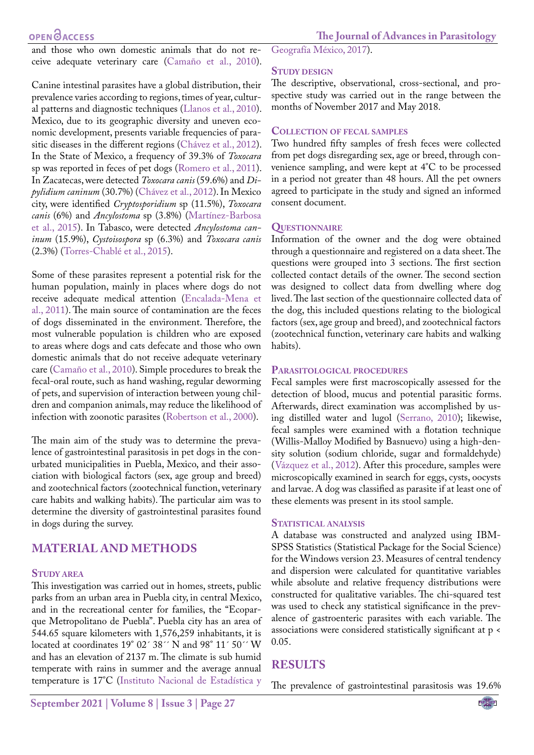and those who own domestic animals that do not receive adequate veterinary care (Camaño et al., 2010).

Canine intestinal parasites have a global distribution, their prevalence varies according to regions, times of year, cultural patterns and diagnostic techniques (Llanos et al., 2010). Mexico, due to its geographic diversity and uneven economic development, presents variable frequencies of parasitic diseases in the different regions (Chávez et al., 2012). In the State of Mexico, a frequency of 39.3% of *Toxocara* sp was reported in feces of pet dogs (Romero et al., 2011). In Zacatecas, were detected *Toxocara canis* (59.6%) and *Dipylidium caninum* (30.7%) (Chávez et al., 2012). In Mexico city, were identified *Cryptosporidium* sp (11.5%), *Toxocara canis* (6%) and *Ancylostoma* sp (3.8%) (Martínez-Barbosa et al., 2015). In Tabasco, were detected *Ancylostoma caninum* (15.9%), *Cystoisospora* sp (6.3%) and *Toxocara canis* (2.3%) (Torres-Chablé et al., 2015).

Some of these parasites represent a potential risk for the human population, mainly in places where dogs do not receive adequate medical attention (Encalada-Mena et al., 2011). The main source of contamination are the feces of dogs disseminated in the environment. Therefore, the most vulnerable population is children who are exposed to areas where dogs and cats defecate and those who own domestic animals that do not receive adequate veterinary care (Camaño et al., 2010). Simple procedures to break the fecal-oral route, such as hand washing, regular deworming of pets, and supervision of interaction between young children and companion animals, may reduce the likelihood of infection with zoonotic parasites (Robertson et al., 2000).

The main aim of the study was to determine the prevalence of gastrointestinal parasitosis in pet dogs in the conurbated municipalities in Puebla, Mexico, and their association with biological factors (sex, age group and breed) and zootechnical factors (zootechnical function, veterinary care habits and walking habits). The particular aim was to determine the diversity of gastrointestinal parasites found in dogs during the survey.

## MATERIAL AND METHODS

### Study area

This investigation was carried out in homes, streets, public parks from an urban area in Puebla city, in central Mexico, and in the recreational center for families, the "Ecoparque Metropolitano de Puebla". Puebla city has an area of 544.65 square kilometers with 1,576,259 inhabitants, it is located at coordinates 19° 02´ 38´´ N and 98° 11´ 50´´ W and has an elevation of 2137 m. The climate is sub humid temperate with rains in summer and the average annual temperature is 17°C (Instituto Nacional de Estadística y Geografía México, 2017).

### Study design

The descriptive, observational, cross-sectional, and prospective study was carried out in the range between the months of November 2017 and May 2018.

### Collection of fecal samples

Two hundred fifty samples of fresh feces were collected from pet dogs disregarding sex, age or breed, through convenience sampling, and were kept at 4°C to be processed in a period not greater than 48 hours. All the pet owners agreed to participate in the study and signed an informed consent document.

### Questionnaire

Information of the owner and the dog were obtained through a questionnaire and registered on a data sheet. The questions were grouped into 3 sections. The first section collected contact details of the owner. The second section was designed to collect data from dwelling where dog lived. The last section of the questionnaire collected data of the dog, this included questions relating to the biological factors (sex, age group and breed), and zootechnical factors (zootechnical function, veterinary care habits and walking habits).

### Parasitological procedures

Fecal samples were first macroscopically assessed for the detection of blood, mucus and potential parasitic forms. Afterwards, direct examination was accomplished by using distilled water and lugol (Serrano, 2010); likewise, fecal samples were examined with a flotation technique (Willis-Malloy Modified by Basnuevo) using a high-density solution (sodium chloride, sugar and formaldehyde) (Vázquez et al., 2012). After this procedure, samples were microscopically examined in search for eggs, cysts, oocysts and larvae. A dog was classified as parasite if at least one of these elements was present in its stool sample.

### Statistical analysis

A database was constructed and analyzed using IBM-SPSS Statistics (Statistical Package for the Social Science) for the Windows version 23. Measures of central tendency and dispersion were calculated for quantitative variables while absolute and relative frequency distributions were constructed for qualitative variables. The chi-squared test was used to check any statistical significance in the prevalence of gastroenteric parasites with each variable. The associations were considered statistically significant at $p < 0.05$.

## RESULTS

The prevalence of gastrointestinal parasitosis was 19.6%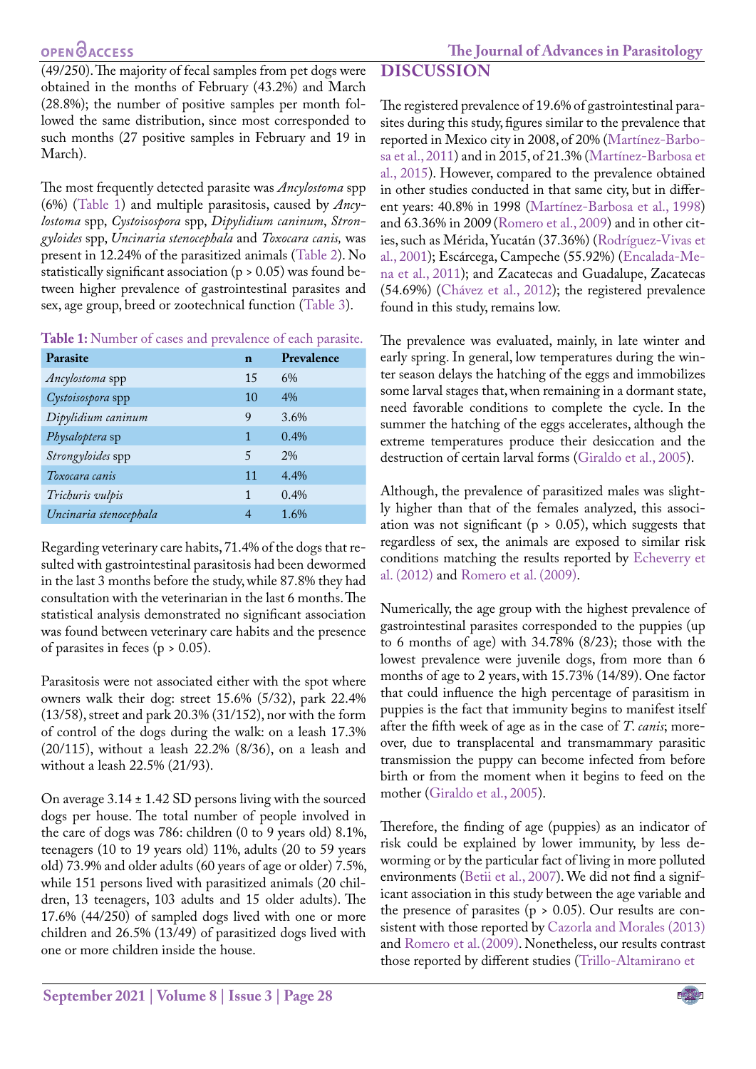(49/250). The majority of fecal samples from pet dogs were obtained in the months of February (43.2%) and March (28.8%); the number of positive samples per month followed the same distribution, since most corresponded to such months (27 positive samples in February and 19 in March).

The most frequently detected parasite was *Ancylostoma* spp (6%) (Table 1) and multiple parasitosis, caused by *Ancylostoma* spp, *Cystoisospora* spp, *Dipylidium caninum*, *Strongyloides* spp, *Uncinaria stenocephala* and *Toxocara canis,* was present in 12.24% of the parasitized animals (Table 2). No statistically significant association (p > 0.05) was found between higher prevalence of gastrointestinal parasites and sex, age group, breed or zootechnical function (Table 3).

**Table 1:** Number of cases and prevalence of each parasite.

| Parasite | n | Prevalence |
|---|---|---|
| *Ancylostoma* spp | 15 | 6% |
| *Cystoisospora* spp | 10 | 4% |
| *Dipylidium caninum* | 9 | 3.6% |
| *Physaloptera* sp | 1 | 0.4% |
| *Strongyloides* spp | 5 | 2% |
| *Toxocara canis* | 11 | 4.4% |
| *Trichuris vulpis* | 1 | 0.4% |
| *Uncinaria stenocephala* | 4 | 1.6% |

Regarding veterinary care habits, 71.4% of the dogs that resulted with gastrointestinal parasitosis had been dewormed in the last 3 months before the study, while 87.8% they had consultation with the veterinarian in the last 6 months. The statistical analysis demonstrated no significant association was found between veterinary care habits and the presence of parasites in feces (p > 0.05).

Parasitosis were not associated either with the spot where owners walk their dog: street 15.6% (5/32), park 22.4% (13/58), street and park 20.3% (31/152), nor with the form of control of the dogs during the walk: on a leash 17.3% (20/115), without a leash 22.2% (8/36), on a leash and without a leash 22.5% (21/93).

On average 3.14 ± 1.42 SD persons living with the sourced dogs per house. The total number of people involved in the care of dogs was 786: children (0 to 9 years old) 8.1%, teenagers (10 to 19 years old) 11%, adults (20 to 59 years old) 73.9% and older adults (60 years of age or older) 7.5%, while 151 persons lived with parasitized animals (20 children, 13 teenagers, 103 adults and 15 older adults). The 17.6% (44/250) of sampled dogs lived with one or more children and 26.5% (13/49) of parasitized dogs lived with one or more children inside the house.

## DISCUSSION

The registered prevalence of 19.6% of gastrointestinal parasites during this study, figures similar to the prevalence that reported in Mexico city in 2008, of 20% (Martínez-Barbosa et al., 2011) and in 2015, of 21.3% (Martínez-Barbosa et al., 2015). However, compared to the prevalence obtained in other studies conducted in that same city, but in different years: 40.8% in 1998 (Martínez-Barbosa et al., 1998) and 63.36% in 2009 (Romero et al., 2009) and in other cities, such as Mérida, Yucatán (37.36%) (Rodríguez-Vivas et al., 2001); Escárcega, Campeche (55.92%) (Encalada-Mena et al., 2011); and Zacatecas and Guadalupe, Zacatecas (54.69%) (Chávez et al., 2012); the registered prevalence found in this study, remains low.

The prevalence was evaluated, mainly, in late winter and early spring. In general, low temperatures during the winter season delays the hatching of the eggs and immobilizes some larval stages that, when remaining in a dormant state, need favorable conditions to complete the cycle. In the summer the hatching of the eggs accelerates, although the extreme temperatures produce their desiccation and the destruction of certain larval forms (Giraldo et al., 2005).

Although, the prevalence of parasitized males was slightly higher than that of the females analyzed, this association was not significant (p > 0.05), which suggests that regardless of sex, the animals are exposed to similar risk conditions matching the results reported by Echeverry et al. (2012) and Romero et al. (2009).

Numerically, the age group with the highest prevalence of gastrointestinal parasites corresponded to the puppies (up to 6 months of age) with 34.78% (8/23); those with the lowest prevalence were juvenile dogs, from more than 6 months of age to 2 years, with 15.73% (14/89). One factor that could influence the high percentage of parasitism in puppies is the fact that immunity begins to manifest itself after the fifth week of age as in the case of *T. canis*; moreover, due to transplacental and transmammary parasitic transmission the puppy can become infected from before birth or from the moment when it begins to feed on the mother (Giraldo et al., 2005).

Therefore, the finding of age (puppies) as an indicator of risk could be explained by lower immunity, by less deworming or by the particular fact of living in more polluted environments (Betii et al., 2007). We did not find a significant association in this study between the age variable and the presence of parasites (p > 0.05). Our results are consistent with those reported by Cazorla and Morales (2013) and Romero et al. (2009). Nonetheless, our results contrast those reported by different studies (Trillo-Altamirano et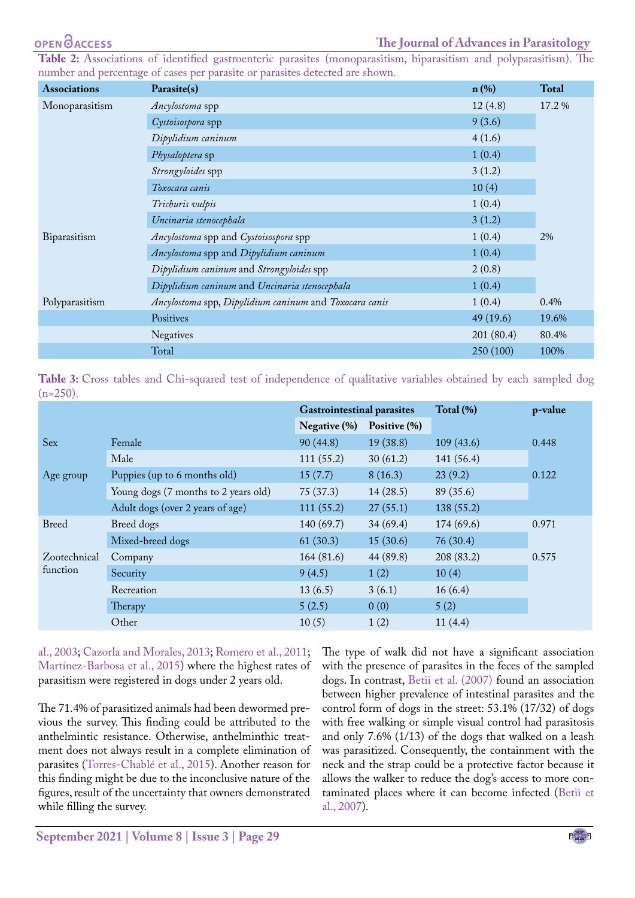**Table 2:** Associations of identified gastroenteric parasites (monoparasitism, biparasitism and polyparasitism). The number and percentage of cases per parasite or parasites detected are shown.

| Associations | Parasite(s) | n (%) | Total |
|---|---|---|---|
| Monoparasitism | *Ancylostoma* spp | 12 (4.8) | 17.2 % |
| | *Cystoisospora* spp | 9 (3.6) | |
| | *Dipylidium caninum* | 4 (1.6) | |
| | *Physaloptera* sp | 1 (0.4) | |
| | *Strongyloides* spp | 3 (1.2) | |
| | *Toxocara canis* | 10 (4) | |
| | *Trichuris vulpis* | 1 (0.4) | |
| | *Uncinaria stenocephala* | 3 (1.2) | |
| Biparasitism | *Ancylostoma* spp and *Cystoisospora* spp | 1 (0.4) | 2% |
| | *Ancylostoma* spp and *Dipylidium caninum* | 1 (0.4) | |
| | *Dipylidium caninum* and *Strongyloides* spp | 2 (0.8) | |
| | *Dipylidium caninum* and *Uncinaria stenocephala* | 1 (0.4) | |
| Polyparasitism | *Ancylostoma* spp, *Dipylidium caninum* and *Toxocara canis* | 1 (0.4) | 0.4% |
| | Positives | 49 (19.6) | 19.6% |
| | Negatives | 201 (80.4) | 80.4% |
| | Total | 250 (100) | 100% |

**Table 3:** Cross tables and Chi-squared test of independence of qualitative variables obtained by each sampled dog (n=250).

| | | Gastrointestinal parasites | | Total (%) | p-value |
|---|---|---|---|---|---|
| | | Negative (%) | Positive (%) | | |
| Sex | Female | 90 (44.8) | 19 (38.8) | 109 (43.6) | 0.448 |
| | Male | 111 (55.2) | 30 (61.2) | 141 (56.4) | |
| Age group | Puppies (up to 6 months old) | 15 (7.7) | 8 (16.3) | 23 (9.2) | 0.122 |
| | Young dogs (7 months to 2 years old) | 75 (37.3) | 14 (28.5) | 89 (35.6) | |
| | Adult dogs (over 2 years of age) | 111 (55.2) | 27 (55.1) | 138 (55.2) | |
| Breed | Breed dogs | 140 (69.7) | 34 (69.4) | 174 (69.6) | 0.971 |
| | Mixed-breed dogs | 61 (30.3) | 15 (30.6) | 76 (30.4) | |
| Zootechnical function | Company | 164 (81.6) | 44 (89.8) | 208 (83.2) | 0.575 |
| | Security | 9 (4.5) | 1 (2) | 10 (4) | |
| | Recreation | 13 (6.5) | 3 (6.1) | 16 (6.4) | |
| | Therapy | 5 (2.5) | 0 (0) | 5 (2) | |
| | Other | 10 (5) | 1 (2) | 11 (4.4) | |

al., 2003; Cazorla and Morales, 2013; Romero et al., 2011; Martínez-Barbosa et al., 2015) where the highest rates of parasitism were registered in dogs under 2 years old.

The 71.4% of parasitized animals had been dewormed previous the survey. This finding could be attributed to the anthelmintic resistance. Otherwise, anthelminthic treatment does not always result in a complete elimination of parasites (Torres-Chablé et al., 2015). Another reason for this finding might be due to the inconclusive nature of the figures, result of the uncertainty that owners demonstrated while filling the survey.

The type of walk did not have a significant association with the presence of parasites in the feces of the sampled dogs. In contrast, Betii et al. (2007) found an association between higher prevalence of intestinal parasites and the control form of dogs in the street: 53.1% (17/32) of dogs with free walking or simple visual control had parasitosis and only 7.6% (1/13) of the dogs that walked on a leash was parasitized. Consequently, the containment with the neck and the strap could be a protective factor because it allows the walker to reduce the dog's access to more contaminated places where it can become infected (Betii et al., 2007).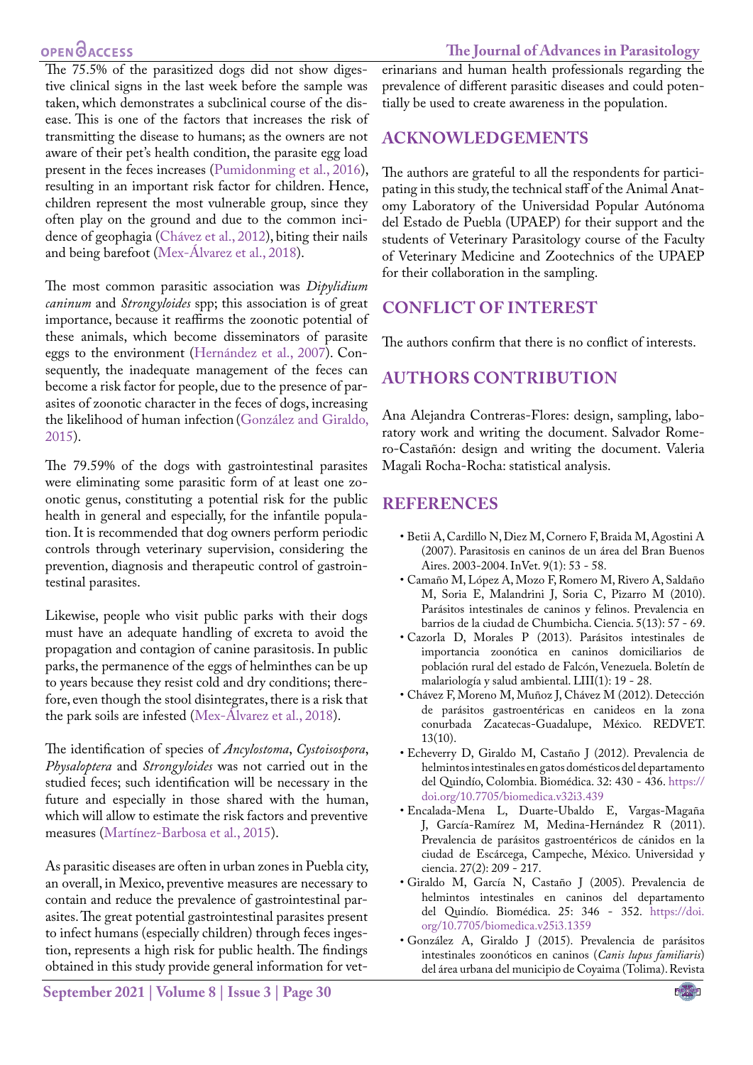The 75.5% of the parasitized dogs did not show digestive clinical signs in the last week before the sample was taken, which demonstrates a subclinical course of the disease. This is one of the factors that increases the risk of transmitting the disease to humans; as the owners are not aware of their pet's health condition, the parasite egg load present in the feces increases (Pumidonming et al., 2016), resulting in an important risk factor for children. Hence, children represent the most vulnerable group, since they often play on the ground and due to the common incidence of geophagia (Chávez et al., 2012), biting their nails and being barefoot (Mex-Álvarez et al., 2018).

The most common parasitic association was *Dipylidium caninum* and *Strongyloides* spp; this association is of great importance, because it reaffirms the zoonotic potential of these animals, which become disseminators of parasite eggs to the environment (Hernández et al., 2007). Consequently, the inadequate management of the feces can become a risk factor for people, due to the presence of parasites of zoonotic character in the feces of dogs, increasing the likelihood of human infection (González and Giraldo, 2015).

The 79.59% of the dogs with gastrointestinal parasites were eliminating some parasitic form of at least one zoonotic genus, constituting a potential risk for the public health in general and especially, for the infantile population. It is recommended that dog owners perform periodic controls through veterinary supervision, considering the prevention, diagnosis and therapeutic control of gastrointestinal parasites.

Likewise, people who visit public parks with their dogs must have an adequate handling of excreta to avoid the propagation and contagion of canine parasitosis. In public parks, the permanence of the eggs of helminthes can be up to years because they resist cold and dry conditions; therefore, even though the stool disintegrates, there is a risk that the park soils are infested (Mex-Álvarez et al., 2018).

The identification of species of *Ancylostoma*, *Cystoisospora*, *Physaloptera* and *Strongyloides* was not carried out in the studied feces; such identification will be necessary in the future and especially in those shared with the human, which will allow to estimate the risk factors and preventive measures (Martínez-Barbosa et al., 2015).

As parasitic diseases are often in urban zones in Puebla city, an overall, in Mexico, preventive measures are necessary to contain and reduce the prevalence of gastrointestinal parasites. The great potential gastrointestinal parasites present to infect humans (especially children) through feces ingestion, represents a high risk for public health. The findings obtained in this study provide general information for veterinarians and human health professionals regarding the prevalence of different parasitic diseases and could potentially be used to create awareness in the population.

## ACKNOWLEDGEMENTS

The authors are grateful to all the respondents for participating in this study, the technical staff of the Animal Anatomy Laboratory of the Universidad Popular Autónoma del Estado de Puebla (UPAEP) for their support and the students of Veterinary Parasitology course of the Faculty of Veterinary Medicine and Zootechnics of the UPAEP for their collaboration in the sampling.

## CONFLICT OF INTEREST

The authors confirm that there is no conflict of interests.

## AUTHORS CONTRIBUTION

Ana Alejandra Contreras-Flores: design, sampling, laboratory work and writing the document. Salvador Romero-Castañón: design and writing the document. Valeria Magali Rocha-Rocha: statistical analysis.

## REFERENCES

- Betii A, Cardillo N, Diez M, Cornero F, Braida M, Agostini A (2007). Parasitosis en caninos de un área del Bran Buenos Aires. 2003-2004. InVet. 9(1): 53 - 58.
- Camaño M, López A, Mozo F, Romero M, Rivero A, Saldaño M, Soria E, Malandrini J, Soria C, Pizarro M (2010). Parásitos intestinales de caninos y felinos. Prevalencia en barrios de la ciudad de Chumbicha. Ciencia. 5(13): 57 - 69.
- Cazorla D, Morales P (2013). Parásitos intestinales de importancia zoonótica en caninos domiciliarios de población rural del estado de Falcón, Venezuela. Boletín de malariología y salud ambiental. LIII(1): 19 - 28.
- Chávez F, Moreno M, Muñoz J, Chávez M (2012). Detección de parásitos gastroentéricas en canideos en la zona conurbada Zacatecas-Guadalupe, México. REDVET. 13(10).
- Echeverry D, Giraldo M, Castaño J (2012). Prevalencia de helmintos intestinales en gatos domésticos del departamento del Quindío, Colombia. Biomédica. 32: 430 - 436. https://doi.org/10.7705/biomedica.v32i3.439
- Encalada-Mena L, Duarte-Ubaldo E, Vargas-Magaña J, García-Ramírez M, Medina-Hernández R (2011). Prevalencia de parásitos gastroentéricos de cánidos en la ciudad de Escárcega, Campeche, México. Universidad y ciencia. 27(2): 209 - 217.
- Giraldo M, García N, Castaño J (2005). Prevalencia de helmintos intestinales en caninos del departamento del Quindío. Biomédica. 25: 346 - 352. https://doi.org/10.7705/biomedica.v25i3.1359
- González A, Giraldo J (2015). Prevalencia de parásitos intestinales zoonóticos en caninos (*Canis lupus familiaris*) del área urbana del municipio de Coyaima (Tolima). Revista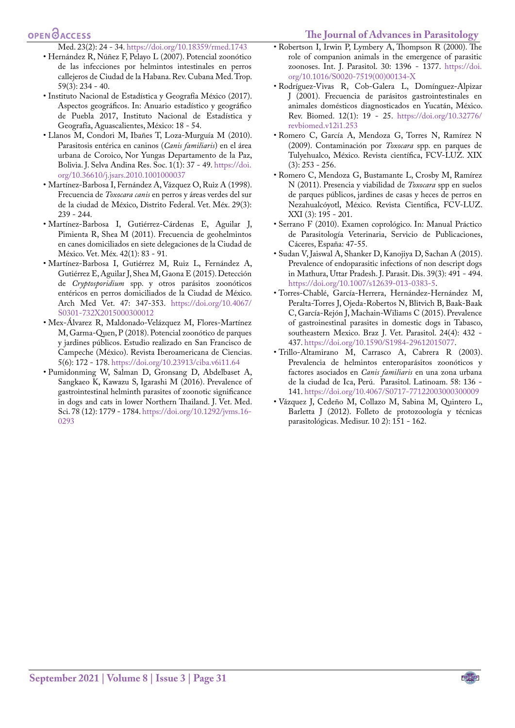Med. 23(2): 24 - 34. https://doi.org/10.18359/rmed.1743

- Hernández R, Núñez F, Pelayo L (2007). Potencial zoonótico de las infecciones por helmintos intestinales en perros callejeros de Ciudad de la Habana. Rev. Cubana Med. Trop. 59(3): 234 - 40.
- Instituto Nacional de Estadística y Geografía México (2017). Aspectos geográficos. In: Anuario estadístico y geográfico de Puebla 2017, Instituto Nacional de Estadística y Geografía, Aguascalientes, México: 18 - 54.
- Llanos M, Condori M, Ibañes T, Loza-Murguía M (2010). Parasitosis entérica en caninos (*Canis familiaris*) en el área urbana de Coroico, Nor Yungas Departamento de la Paz, Bolivia. J. Selva Andina Res. Soc. 1(1): 37 - 49. https://doi.org/10.36610/j.jsars.2010.1001000037
- Martínez-Barbosa I, Fernández A, Vázquez O, Ruiz A (1998). Frecuencia de *Toxocara canis* en perros y áreas verdes del sur de la ciudad de México, Distrito Federal. Vet. Méx. 29(3): 239 - 244.
- Martínez-Barbosa I, Gutiérrez-Cárdenas E, Aguilar J, Pimienta R, Shea M (2011). Frecuencia de geohelmintos en canes domiciliados en siete delegaciones de la Ciudad de México. Vet. Méx. 42(1): 83 - 91.
- Martínez-Barbosa I, Gutiérrez M, Ruiz L, Fernández A, Gutiérrez E, Aguilar J, Shea M, Gaona E (2015). Detección de *Cryptosporidium* spp. y otros parásitos zoonóticos entéricos en perros domiciliados de la Ciudad de México. Arch Med Vet. 47: 347-353. https://doi.org/10.4067/S0301-732X2015000300012
- Mex-Álvarez R, Maldonado-Velázquez M, Flores-Martínez M, Garma-Quen, P (2018). Potencial zoonótico de parques y jardines públicos. Estudio realizado en San Francisco de Campeche (México). Revista Iberoamericana de Ciencias. 5(6): 172 - 178. https://doi.org/10.23913/ciba.v6i11.64
- Pumidonming W, Salman D, Gronsang D, Abdelbaset A, Sangkaeo K, Kawazu S, Igarashi M (2016). Prevalence of gastrointestinal helminth parasites of zoonotic significance in dogs and cats in lower Northern Thailand. J. Vet. Med. Sci. 78 (12): 1779 - 1784. https://doi.org/10.1292/jvms.16-0293
- Robertson I, Irwin P, Lymbery A, Thompson R (2000). The role of companion animals in the emergence of parasitic zoonoses. Int. J. Parasitol. 30: 1396 - 1377. https://doi.org/10.1016/S0020-7519(00)00134-X
- Rodríguez-Vivas R, Cob-Galera L, Domínguez-Alpizar J (2001). Frecuencia de parásitos gastrointestinales en animales domésticos diagnosticados en Yucatán, México. Rev. Biomed. 12(1): 19 - 25. https://doi.org/10.32776/revbiomed.v12i1.253
- Romero C, García A, Mendoza G, Torres N, Ramírez N (2009). Contaminación por *Toxocara* spp. en parques de Tulyehualco, México. Revista científica, FCV-LUZ. XIX (3): 253 - 256.
- Romero C, Mendoza G, Bustamante L, Crosby M, Ramírez N (2011). Presencia y viabilidad de *Toxocara* spp en suelos de parques públicos, jardines de casas y heces de perros en Nezahualcóyotl, México. Revista Científica, FCV-LUZ. XXI (3): 195 - 201.
- Serrano F (2010). Examen coprológico. In: Manual Práctico de Parasitología Veterinaria, Servicio de Publicaciones, Cáceres, España: 47-55.
- Sudan V, Jaiswal A, Shanker D, Kanojiya D, Sachan A (2015). Prevalence of endoparasitic infections of non descript dogs in Mathura, Uttar Pradesh. J. Parasit. Dis. 39(3): 491 - 494. https://doi.org/10.1007/s12639-013-0383-5.
- Torres-Chablé, García-Herrera, Hernández-Hernández M, Peralta-Torres J, Ojeda-Robertos N, Blitvich B, Baak-Baak C, García-Rejón J, Machain-Wiliams C (2015). Prevalence of gastroinestinal parasites in domestic dogs in Tabasco, southeastern Mexico. Braz J. Vet. Parasitol. 24(4): 432 - 437. https://doi.org/10.1590/S1984-29612015077.
- Trillo-Altamirano M, Carrasco A, Cabrera R (2003). Prevalencia de helmintos enteroparásitos zoonóticos y factores asociados en *Canis familiaris* en una zona urbana de la ciudad de Ica, Perú. Parasitol. Latinoam. 58: 136 - 141. https://doi.org/10.4067/S0717-77122003000300009
- Vázquez J, Cedeño M, Collazo M, Sabina M, Quintero L, Barletta J (2012). Folleto de protozoología y técnicas parasitológicas. Medisur. 10 2): 151 - 162.